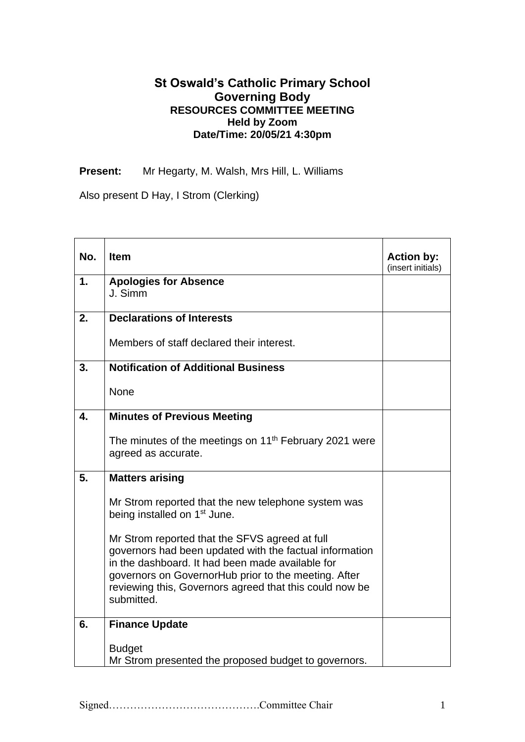# St Oswald's Catholic Primary School
## Governing Body
### RESOURCES COMMITTEE MEETING
**Held by Zoom**
**Date/Time: 20/05/21 4:30pm**

**Present:** Mr Hegarty, M. Walsh, Mrs Hill, L. Williams

Also present D Hay, I Strom (Clerking)

| No. | Item | Action by: (insert initials) |
|---|---|---|
| 1. | **Apologies for Absence**<br>J. Simm | |
| 2. | **Declarations of Interests**<br><br>Members of staff declared their interest. | |
| 3. | **Notification of Additional Business**<br><br>None | |
| 4. | **Minutes of Previous Meeting**<br><br>The minutes of the meetings on 11th February 2021 were agreed as accurate. | |
| 5. | **Matters arising**<br><br>Mr Strom reported that the new telephone system was being installed on 1st June.<br><br>Mr Strom reported that the SFVS agreed at full governors had been updated with the factual information in the dashboard. It had been made available for governors on GovernorHub prior to the meeting. After reviewing this, Governors agreed that this could now be submitted. | |
| 6. | **Finance Update**<br><br>Budget<br>Mr Strom presented the proposed budget to governors. | |

Signed…………………………………….Committee Chair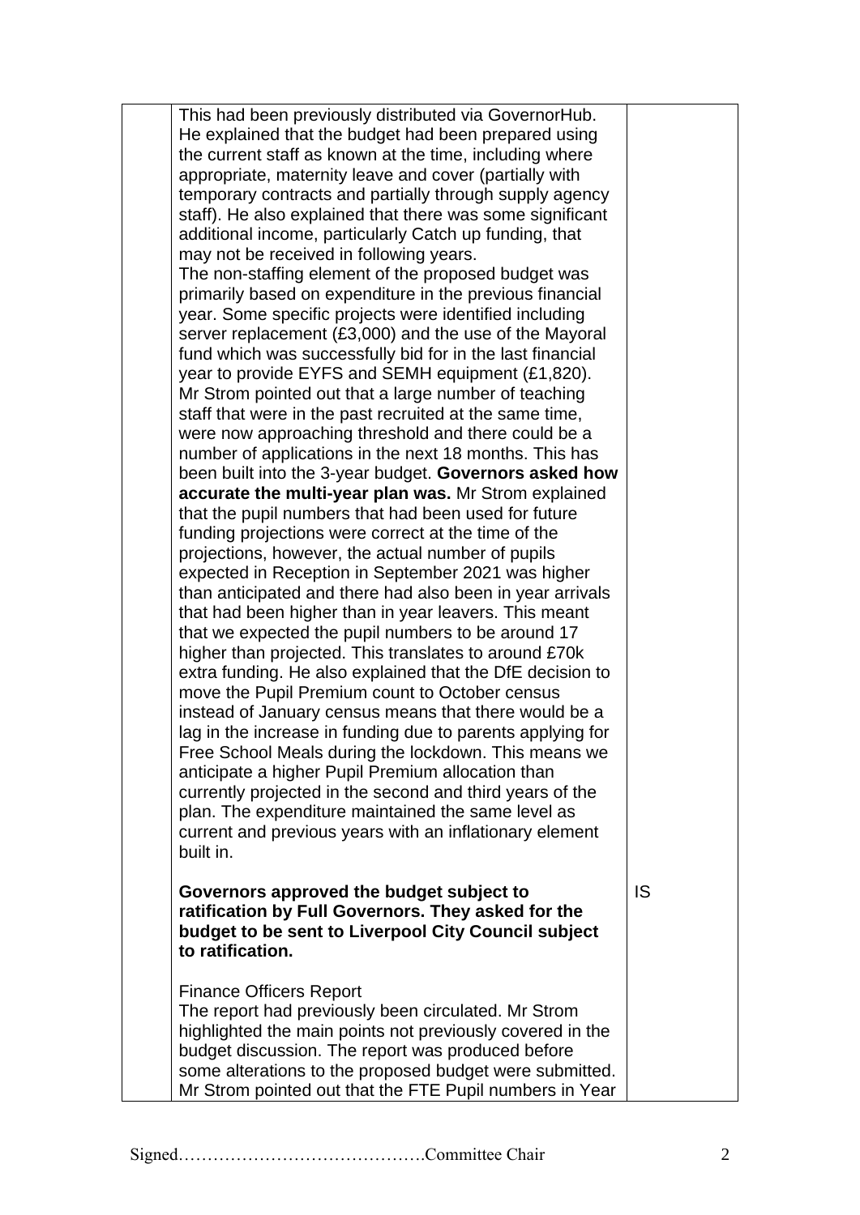| | | |
|---|---|---|
| | This had been previously distributed via GovernorHub. He explained that the budget had been prepared using the current staff as known at the time, including where appropriate, maternity leave and cover (partially with temporary contracts and partially through supply agency staff). He also explained that there was some significant additional income, particularly Catch up funding, that may not be received in following years.<br>The non-staffing element of the proposed budget was primarily based on expenditure in the previous financial year. Some specific projects were identified including server replacement (£3,000) and the use of the Mayoral fund which was successfully bid for in the last financial year to provide EYFS and SEMH equipment (£1,820).<br>Mr Strom pointed out that a large number of teaching staff that were in the past recruited at the same time, were now approaching threshold and there could be a number of applications in the next 18 months. This has been built into the 3-year budget. **Governors asked how accurate the multi-year plan was.** Mr Strom explained that the pupil numbers that had been used for future funding projections were correct at the time of the projections, however, the actual number of pupils expected in Reception in September 2021 was higher than anticipated and there had also been in year arrivals that had been higher than in year leavers. This meant that we expected the pupil numbers to be around 17 higher than projected. This translates to around £70k extra funding. He also explained that the DfE decision to move the Pupil Premium count to October census instead of January census means that there would be a lag in the increase in funding due to parents applying for Free School Meals during the lockdown. This means we anticipate a higher Pupil Premium allocation than currently projected in the second and third years of the plan. The expenditure maintained the same level as current and previous years with an inflationary element built in. | |
| | **Governors approved the budget subject to ratification by Full Governors. They asked for the budget to be sent to Liverpool City Council subject to ratification.** | IS |
| | Finance Officers Report<br>The report had previously been circulated. Mr Strom highlighted the main points not previously covered in the budget discussion. The report was produced before some alterations to the proposed budget were submitted. Mr Strom pointed out that the FTE Pupil numbers in Year | |

Signed…………………………………….Committee Chair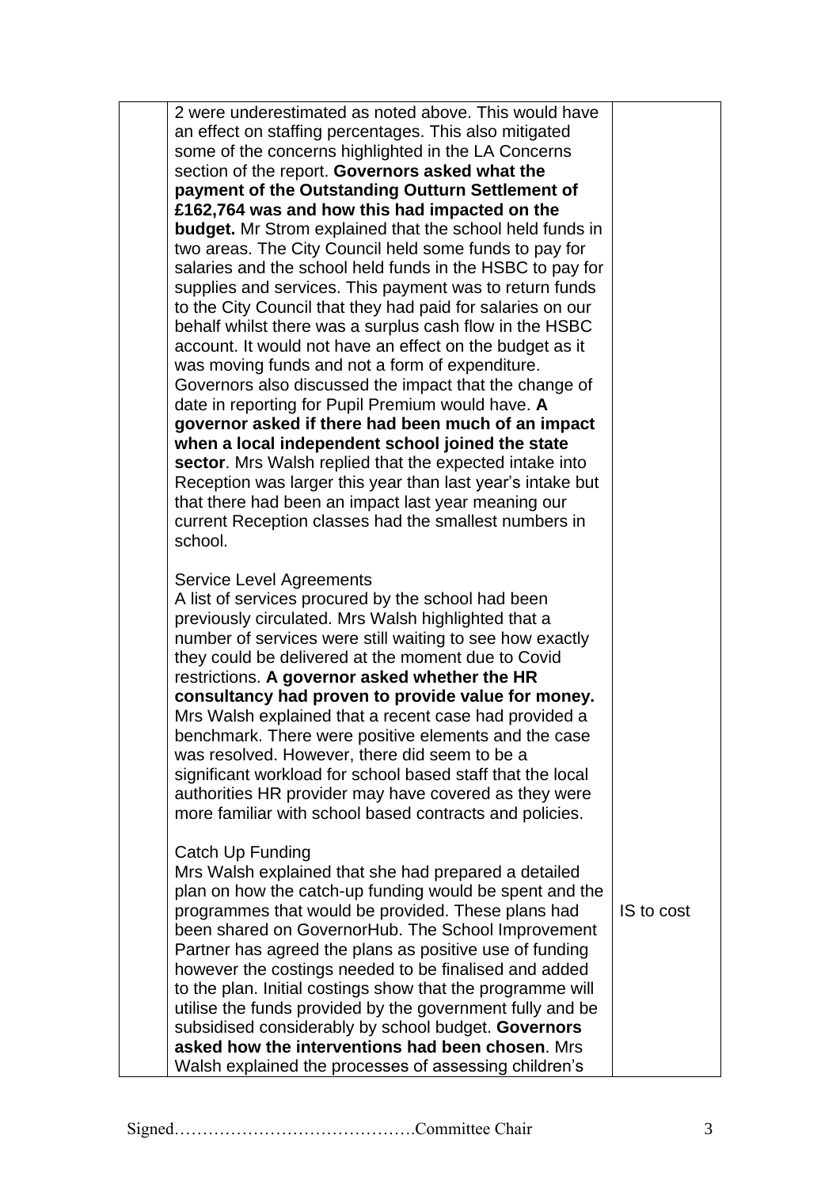| | | |
|---|---|---|
| | 2 were underestimated as noted above. This would have an effect on staffing percentages. This also mitigated some of the concerns highlighted in the LA Concerns section of the report. **Governors asked what the payment of the Outstanding Outturn Settlement of £162,764 was and how this had impacted on the budget.** Mr Strom explained that the school held funds in two areas. The City Council held some funds to pay for salaries and the school held funds in the HSBC to pay for supplies and services. This payment was to return funds to the City Council that they had paid for salaries on our behalf whilst there was a surplus cash flow in the HSBC account. It would not have an effect on the budget as it was moving funds and not a form of expenditure. Governors also discussed the impact that the change of date in reporting for Pupil Premium would have. **A governor asked if there had been much of an impact when a local independent school joined the state sector**. Mrs Walsh replied that the expected intake into Reception was larger this year than last year's intake but that there had been an impact last year meaning our current Reception classes had the smallest numbers in school.<br><br>Service Level Agreements<br>A list of services procured by the school had been previously circulated. Mrs Walsh highlighted that a number of services were still waiting to see how exactly they could be delivered at the moment due to Covid restrictions. **A governor asked whether the HR consultancy had proven to provide value for money.** Mrs Walsh explained that a recent case had provided a benchmark. There were positive elements and the case was resolved. However, there did seem to be a significant workload for school based staff that the local authorities HR provider may have covered as they were more familiar with school based contracts and policies.<br><br>Catch Up Funding<br>Mrs Walsh explained that she had prepared a detailed plan on how the catch-up funding would be spent and the programmes that would be provided. These plans had been shared on GovernorHub. The School Improvement Partner has agreed the plans as positive use of funding however the costings needed to be finalised and added to the plan. Initial costings show that the programme will utilise the funds provided by the government fully and be subsidised considerably by school budget. **Governors asked how the interventions had been chosen**. Mrs Walsh explained the processes of assessing children's | IS to cost |

Signed…………………………………….Committee Chair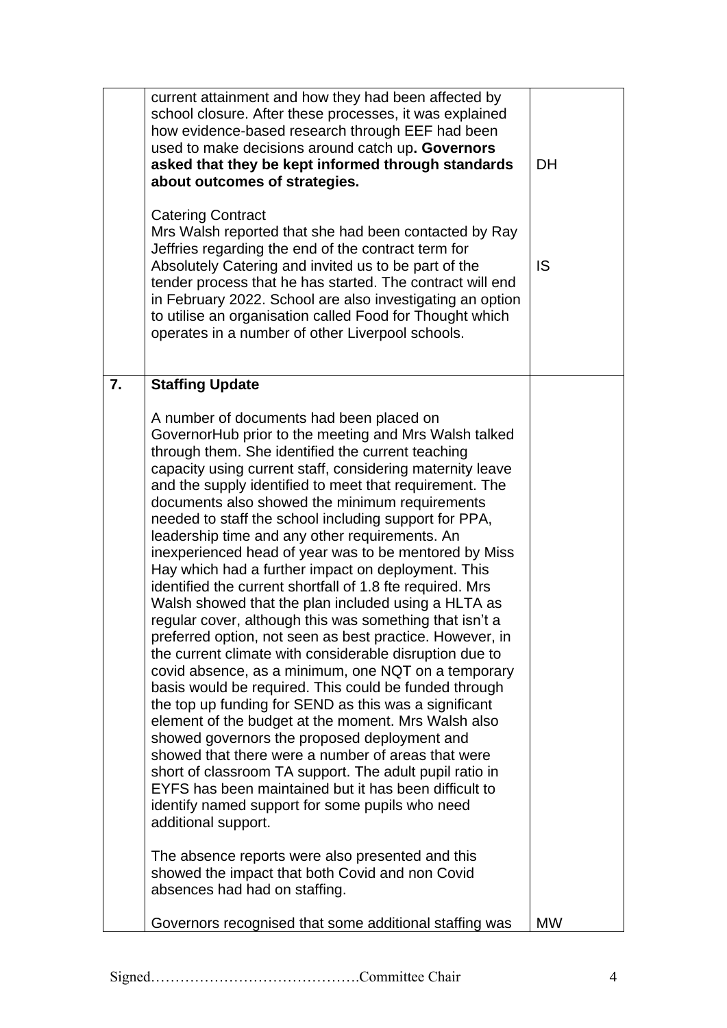| | | |
|---|---|---|
| | current attainment and how they had been affected by school closure. After these processes, it was explained how evidence-based research through EEF had been used to make decisions around catch up**. Governors asked that they be kept informed through standards about outcomes of strategies.**<br><br>Catering Contract<br>Mrs Walsh reported that she had been contacted by Ray Jeffries regarding the end of the contract term for Absolutely Catering and invited us to be part of the tender process that he has started. The contract will end in February 2022. School are also investigating an option to utilise an organisation called Food for Thought which operates in a number of other Liverpool schools. | DH<br><br><br><br><br>IS |
| **7.** | **Staffing Update**<br><br>A number of documents had been placed on GovernorHub prior to the meeting and Mrs Walsh talked through them. She identified the current teaching capacity using current staff, considering maternity leave and the supply identified to meet that requirement. The documents also showed the minimum requirements needed to staff the school including support for PPA, leadership time and any other requirements. An inexperienced head of year was to be mentored by Miss Hay which had a further impact on deployment. This identified the current shortfall of 1.8 fte required. Mrs Walsh showed that the plan included using a HLTA as regular cover, although this was something that isn't a preferred option, not seen as best practice. However, in the current climate with considerable disruption due to covid absence, as a minimum, one NQT on a temporary basis would be required. This could be funded through the top up funding for SEND as this was a significant element of the budget at the moment. Mrs Walsh also showed governors the proposed deployment and showed that there were a number of areas that were short of classroom TA support. The adult pupil ratio in EYFS has been maintained but it has been difficult to identify named support for some pupils who need additional support.<br><br>The absence reports were also presented and this showed the impact that both Covid and non Covid absences had had on staffing.<br><br>Governors recognised that some additional staffing was | <br><br><br><br><br><br><br><br><br><br><br><br><br><br><br><br><br><br><br><br><br><br><br><br><br><br><br><br><br>MW |

Signed…………………………………….Committee Chair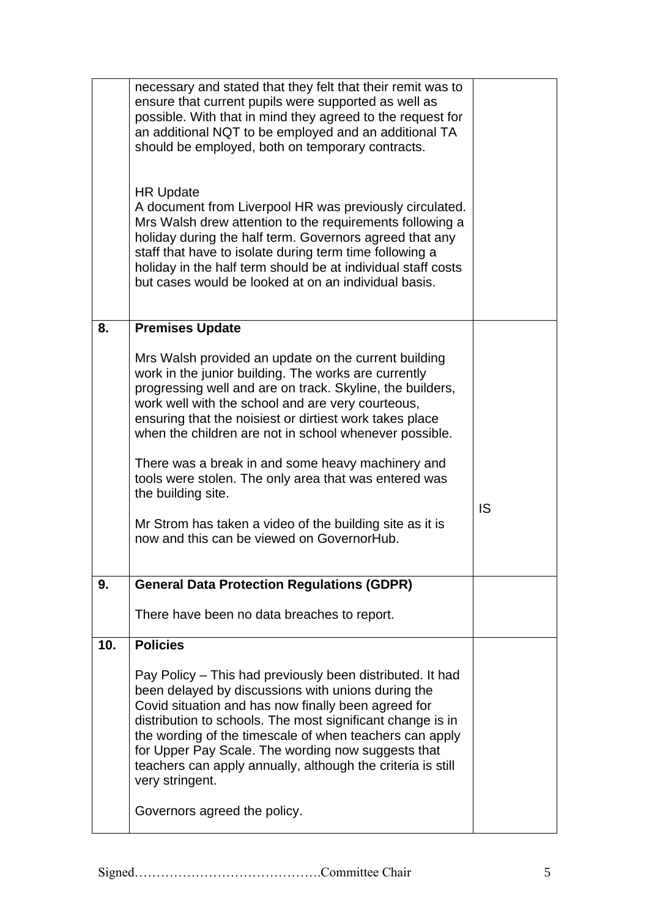| | | |
|---|---|---|
| | necessary and stated that they felt that their remit was to ensure that current pupils were supported as well as possible. With that in mind they agreed to the request for an additional NQT to be employed and an additional TA should be employed, both on temporary contracts.<br><br>HR Update<br>A document from Liverpool HR was previously circulated. Mrs Walsh drew attention to the requirements following a holiday during the half term. Governors agreed that any staff that have to isolate during term time following a holiday in the half term should be at individual staff costs but cases would be looked at on an individual basis. | |
| **8.** | **Premises Update**<br><br>Mrs Walsh provided an update on the current building work in the junior building. The works are currently progressing well and are on track. Skyline, the builders, work well with the school and are very courteous, ensuring that the noisiest or dirtiest work takes place when the children are not in school whenever possible.<br><br>There was a break in and some heavy machinery and tools were stolen. The only area that was entered was the building site.<br><br>Mr Strom has taken a video of the building site as it is now and this can be viewed on GovernorHub. | IS |
| **9.** | **General Data Protection Regulations (GDPR)**<br><br>There have been no data breaches to report. | |
| **10.** | **Policies**<br><br>Pay Policy – This had previously been distributed. It had been delayed by discussions with unions during the Covid situation and has now finally been agreed for distribution to schools. The most significant change is in the wording of the timescale of when teachers can apply for Upper Pay Scale. The wording now suggests that teachers can apply annually, although the criteria is still very stringent.<br><br>Governors agreed the policy. | |

Signed…………………………………….Committee Chair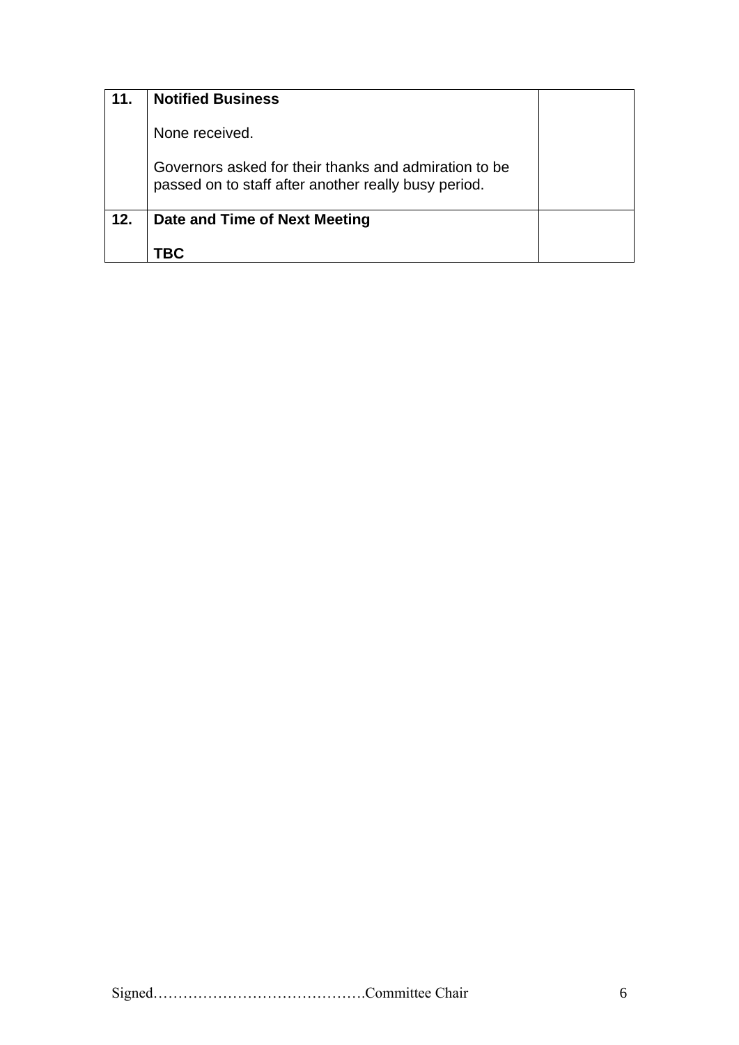| | | |
|---|---|---|
| **11.** | **Notified Business**<br><br>None received.<br><br>Governors asked for their thanks and admiration to be passed on to staff after another really busy period. | |
| **12.** | **Date and Time of Next Meeting**<br><br>**TBC** | |

Signed…………………………………….Committee Chair